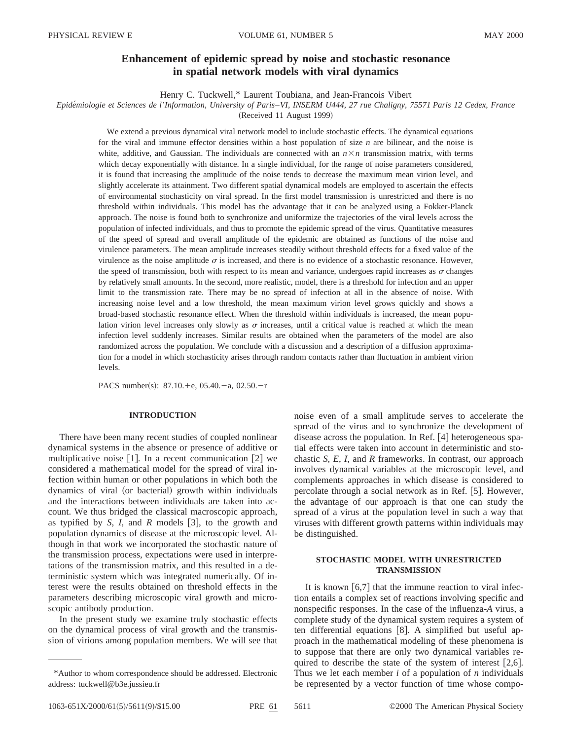# Enhancement of epidemic spread by noise and stochastic resonance in spatial network models with viral dynamics

Henry C. Tuckwell,* Laurent Toubiana, and Jean-Francois Vibert

*Epidémiologie et Sciences de l'Information, University of Paris–VI, INSERM U444, 27 rue Chaligny, 75571 Paris 12 Cedex, France*

(Received 11 August 1999)

We extend a previous dynamical viral network model to include stochastic effects. The dynamical equations for the viral and immune effector densities within a host population of size $n$ are bilinear, and the noise is white, additive, and Gaussian. The individuals are connected with an $n\times n$ transmission matrix, with terms which decay exponentially with distance. In a single individual, for the range of noise parameters considered, it is found that increasing the amplitude of the noise tends to decrease the maximum mean virion level, and slightly accelerate its attainment. Two different spatial dynamical models are employed to ascertain the effects of environmental stochasticity on viral spread. In the first model transmission is unrestricted and there is no threshold within individuals. This model has the advantage that it can be analyzed using a Fokker-Planck approach. The noise is found both to synchronize and uniformize the trajectories of the viral levels across the population of infected individuals, and thus to promote the epidemic spread of the virus. Quantitative measures of the speed of spread and overall amplitude of the epidemic are obtained as functions of the noise and virulence parameters. The mean amplitude increases steadily without threshold effects for a fixed value of the virulence as the noise amplitude $\sigma$ is increased, and there is no evidence of a stochastic resonance. However, the speed of transmission, both with respect to its mean and variance, undergoes rapid increases as $\sigma$ changes by relatively small amounts. In the second, more realistic, model, there is a threshold for infection and an upper limit to the transmission rate. There may be no spread of infection at all in the absence of noise. With increasing noise level and a low threshold, the mean maximum virion level grows quickly and shows a broad-based stochastic resonance effect. When the threshold within individuals is increased, the mean population virion level increases only slowly as $\sigma$ increases, until a critical value is reached at which the mean infection level suddenly increases. Similar results are obtained when the parameters of the model are also randomized across the population. We conclude with a discussion and a description of a diffusion approximation for a model in which stochasticity arises through random contacts rather than fluctuation in ambient virion levels.

PACS number(s): 87.10.+e, 05.40.−a, 02.50.−r

## INTRODUCTION

There have been many recent studies of coupled nonlinear dynamical systems in the absence or presence of additive or multiplicative noise [1]. In a recent communication [2] we considered a mathematical model for the spread of viral infection within human or other populations in which both the dynamics of viral (or bacterial) growth within individuals and the interactions between individuals are taken into account. We thus bridged the classical macroscopic approach, as typified by *S*, *I*, and *R* models [3], to the growth and population dynamics of disease at the microscopic level. Although in that work we incorporated the stochastic nature of the transmission process, expectations were used in interpretations of the transmission matrix, and this resulted in a deterministic system which was integrated numerically. Of interest were the results obtained on threshold effects in the parameters describing microscopic viral growth and microscopic antibody production.

In the present study we examine truly stochastic effects on the dynamical process of viral growth and the transmission of virions among population members. We will see that noise even of a small amplitude serves to accelerate the spread of the virus and to synchronize the development of disease across the population. In Ref. [4] heterogeneous spatial effects were taken into account in deterministic and stochastic *S*, *E*, *I*, and *R* frameworks. In contrast, our approach involves dynamical variables at the microscopic level, and complements approaches in which disease is considered to percolate through a social network as in Ref. [5]. However, the advantage of our approach is that one can study the spread of a virus at the population level in such a way that viruses with different growth patterns within individuals may be distinguished.

## STOCHASTIC MODEL WITH UNRESTRICTED TRANSMISSION

It is known [6,7] that the immune reaction to viral infection entails a complex set of reactions involving specific and nonspecific responses. In the case of the influenza-*A* virus, a complete study of the dynamical system requires a system of ten differential equations [8]. A simplified but useful approach in the mathematical modeling of these phenomena is to suppose that there are only two dynamical variables required to describe the state of the system of interest [2,6]. Thus we let each member $i$ of a population of $n$ individuals be represented by a vector function of time whose compo-

*Author to whom correspondence should be addressed. Electronic address: tuckwell@b3e.jussieu.fr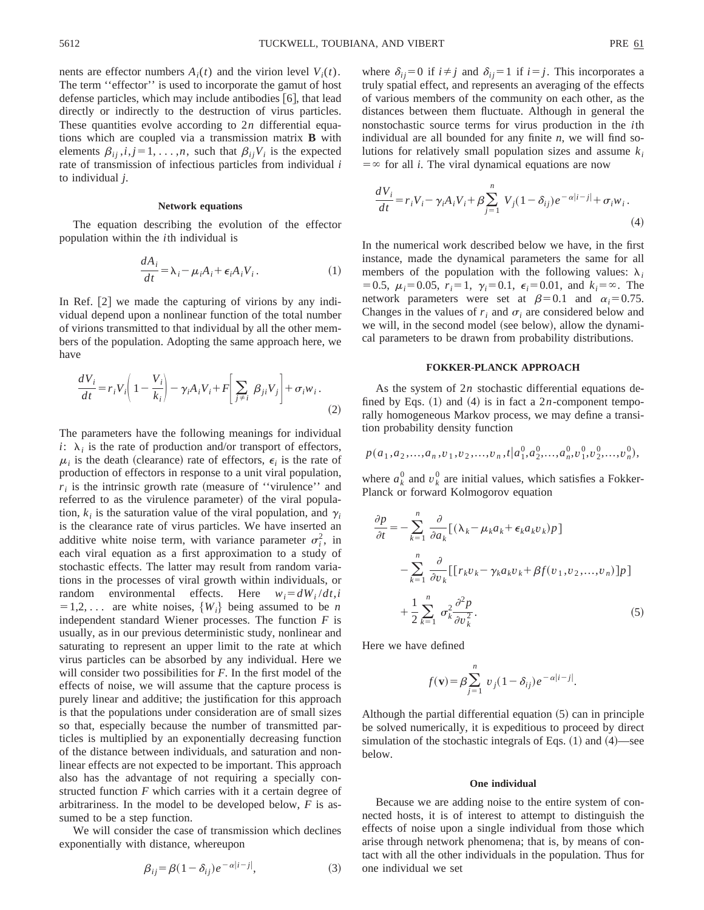nents are effector numbers $A_i(t)$ and the virion level $V_i(t)$. The term ''effector'' is used to incorporate the gamut of host defense particles, which may include antibodies [6], that lead directly or indirectly to the destruction of virus particles. These quantities evolve according to $2n$ differential equations which are coupled via a transmission matrix $\mathbf{B}$ with elements $\beta_{ij}, i,j=1,\ldots,n$, such that $\beta_{ij}V_i$ is the expected rate of transmission of infectious particles from individual $i$ to individual $j$.

#### Network equations

The equation describing the evolution of the effector population within the $i$th individual is

$$\frac{dA_i}{dt}=\lambda_i-\mu_i A_i+\epsilon_i A_i V_i. \tag{1}$$

In Ref. [2] we made the capturing of virions by any individual depend upon a nonlinear function of the total number of virions transmitted to that individual by all the other members of the population. Adopting the same approach here, we have

$$\frac{dV_i}{dt}=r_i V_i\left(1-\frac{V_i}{k_i}\right)-\gamma_i A_i V_i+F\left[\sum_{j\neq i}\beta_{ji}V_j\right]+\sigma_i w_i. \tag{2}$$

The parameters have the following meanings for individual $i$: $\lambda_i$ is the rate of production and/or transport of effectors, $\mu_i$ is the death (clearance) rate of effectors, $\epsilon_i$ is the rate of production of effectors in response to a unit viral population, $r_i$ is the intrinsic growth rate (measure of ''virulence'' and referred to as the virulence parameter) of the viral population, $k_i$ is the saturation value of the viral population, and $\gamma_i$ is the clearance rate of virus particles. We have inserted an additive white noise term, with variance parameter $\sigma_i^2$, in each viral equation as a first approximation to a study of stochastic effects. The latter may result from random variations in the processes of viral growth within individuals, or random environmental effects. Here $w_i=dW_i/dt, i=1,2,\ldots$ are white noises, $\{W_i\}$ being assumed to be $n$ independent standard Wiener processes. The function $F$ is usually, as in our previous deterministic study, nonlinear and saturating to represent an upper limit to the rate at which virus particles can be absorbed by any individual. Here we will consider two possibilities for $F$. In the first model of the effects of noise, we will assume that the capture process is purely linear and additive; the justification for this approach is that the populations under consideration are of small sizes so that, especially because the number of transmitted particles is multiplied by an exponentially decreasing function of the distance between individuals, and saturation and nonlinear effects are not expected to be important. This approach also has the advantage of not requiring a specially constructed function $F$ which carries with it a certain degree of arbitrariness. In the model to be developed below, $F$ is assumed to be a step function.

We will consider the case of transmission which declines exponentially with distance, whereupon

$$\beta_{ij}=\beta(1-\delta_{ij})e^{-\alpha|i-j|}, \tag{3}$$

where $\delta_{ij}=0$ if $i\neq j$ and $\delta_{ij}=1$ if $i=j$. This incorporates a truly spatial effect, and represents an averaging of the effects of various members of the community on each other, as the distances between them fluctuate. Although in general the nonstochastic source terms for virus production in the $i$th individual are all bounded for any finite $n$, we will find solutions for relatively small population sizes and assume $k_i=\infty$ for all $i$. The viral dynamical equations are now

$$\frac{dV_i}{dt}=r_i V_i-\gamma_i A_i V_i+\beta\sum_{j=1}^{n}V_j(1-\delta_{ij})e^{-\alpha|i-j|}+\sigma_i w_i. \tag{4}$$

In the numerical work described below we have, in the first instance, made the dynamical parameters the same for all members of the population with the following values: $\lambda_i=0.5$, $\mu_i=0.05$, $r_i=1$, $\gamma_i=0.1$, $\epsilon_i=0.01$, and $k_i=\infty$. The network parameters were set at $\beta=0.1$ and $\alpha_i=0.75$. Changes in the values of $r_i$ and $\sigma_i$ are considered below and we will, in the second model (see below), allow the dynamical parameters to be drawn from probability distributions.

#### FOKKER-PLANCK APPROACH

As the system of $2n$ stochastic differential equations defined by Eqs. (1) and (4) is in fact a $2n$-component temporally homogeneous Markov process, we may define a transition probability density function

$$p(a_1,a_2,\ldots,a_n,v_1,v_2,\ldots,v_n,t|a_1^0,a_2^0,\ldots,a_n^0,v_1^0,v_2^0,\ldots,v_n^0),$$

where $a_k^0$ and $v_k^0$ are initial values, which satisfies a Fokker-Planck or forward Kolmogorov equation

$$\begin{aligned}\frac{\partial p}{\partial t}=&-\sum_{k=1}^{n}\frac{\partial}{\partial a_k}[(\lambda_k-\mu_k a_k+\epsilon_k a_k v_k)p]\\&-\sum_{k=1}^{n}\frac{\partial}{\partial v_k}[[r_k v_k-\gamma_k a_k v_k+\beta f(v_1,v_2,\ldots,v_n)]p]\\&+\frac{1}{2}\sum_{k=1}^{n}\sigma_k^2\frac{\partial^2 p}{\partial v_k^2}.\end{aligned} \tag{5}$$

Here we have defined

$$f(\mathbf{v})=\beta\sum_{j=1}^{n}v_j(1-\delta_{ij})e^{-\alpha|i-j|}.$$

Although the partial differential equation (5) can in principle be solved numerically, it is expeditious to proceed by direct simulation of the stochastic integrals of Eqs. (1) and (4)—see below.

#### One individual

Because we are adding noise to the entire system of connected hosts, it is of interest to attempt to distinguish the effects of noise upon a single individual from those which arise through network phenomena; that is, by means of contact with all the other individuals in the population. Thus for one individual we set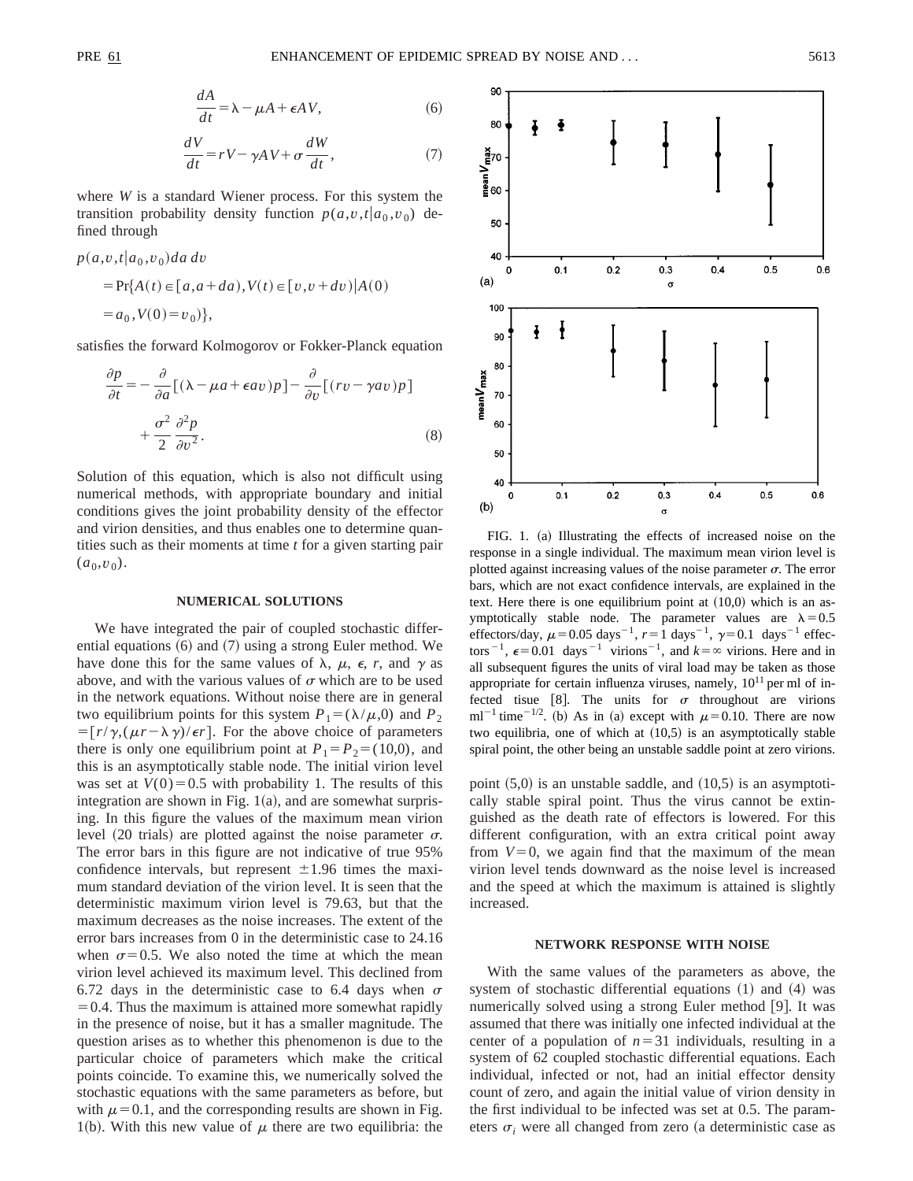$$\frac{dA}{dt} = \lambda - \mu A + \epsilon AV, \tag{6}$$

$$\frac{dV}{dt} = rV - \gamma AV + \sigma \frac{dW}{dt}, \tag{7}$$

where $W$ is a standard Wiener process. For this system the transition probability density function $p(a,v,t|a_0,v_0)$ defined through

$$p(a,v,t|a_0,v_0)da\,dv = \Pr\{A(t) \in [a,a+da), V(t) \in [v,v+dv) | A(0) = a_0, V(0) = v_0)\},$$

satisfies the forward Kolmogorov or Fokker-Planck equation

$$\frac{\partial p}{\partial t} = -\frac{\partial}{\partial a}[(\lambda - \mu a + \epsilon a v)p] - \frac{\partial}{\partial v}[(rv - \gamma a v)p] + \frac{\sigma^2}{2}\frac{\partial^2 p}{\partial v^2}. \tag{8}$$

Solution of this equation, which is also not difficult using numerical methods, with appropriate boundary and initial conditions gives the joint probability density of the effector and virion densities, and thus enables one to determine quantities such as their moments at time $t$ for a given starting pair $(a_0,v_0)$.

## NUMERICAL SOLUTIONS

We have integrated the pair of coupled stochastic differential equations (6) and (7) using a strong Euler method. We have done this for the same values of $\lambda$, $\mu$, $\epsilon$, $r$, and $\gamma$ as above, and with the various values of $\sigma$ which are to be used in the network equations. Without noise there are in general two equilibrium points for this system $P_1 = (\lambda/\mu, 0)$ and $P_2 = [r/\gamma, (\mu r - \lambda\gamma)/\epsilon r]$. For the above choice of parameters there is only one equilibrium point at $P_1 = P_2 = (10,0)$, and this is an asymptotically stable node. The initial virion level was set at $V(0) = 0.5$ with probability 1. The results of this integration are shown in Fig. 1(a), and are somewhat surprising. In this figure the values of the maximum mean virion level (20 trials) are plotted against the noise parameter $\sigma$. The error bars in this figure are not indicative of true 95% confidence intervals, but represent $\pm 1.96$ times the maximum standard deviation of the virion level. It is seen that the deterministic maximum virion level is 79.63, but that the maximum decreases as the noise increases. The extent of the error bars increases from 0 in the deterministic case to 24.16 when $\sigma = 0.5$. We also noted the time at which the mean virion level achieved its maximum level. This declined from 6.72 days in the deterministic case to 6.4 days when $\sigma = 0.4$. Thus the maximum is attained more somewhat rapidly in the presence of noise, but it has a smaller magnitude. The question arises as to whether this phenomenon is due to the particular choice of parameters which make the critical points coincide. To examine this, we numerically solved the stochastic equations with the same parameters as before, but with $\mu = 0.1$, and the corresponding results are shown in Fig. 1(b). With this new value of $\mu$ there are two equilibria: the point $(5,0)$ is an unstable saddle, and $(10,5)$ is an asymptotically stable spiral point. Thus the virus cannot be extinguished as the death rate of effectors is lowered. For this different configuration, with an extra critical point away from $V=0$, we again find that the maximum of the mean virion level tends downward as the noise level is increased and the speed at which the maximum is attained is slightly increased.

FIG. 1. (a) Illustrating the effects of increased noise on the response in a single individual. The maximum mean virion level is plotted against increasing values of the noise parameter $\sigma$. The error bars, which are not exact confidence intervals, are explained in the text. Here there is one equilibrium point at $(10,0)$ which is an asymptotically stable node. The parameter values are $\lambda = 0.5$ effectors/day, $\mu = 0.05$ days$^{-1}$, $r = 1$ days$^{-1}$, $\gamma = 0.1$ days$^{-1}$ effectors$^{-1}$, $\epsilon = 0.01$ days$^{-1}$ virions$^{-1}$, and $k = \infty$ virions. Here and in all subsequent figures the units of viral load may be taken as those appropriate for certain influenza viruses, namely, $10^{11}$ per ml of infected tisue [8]. The units for $\sigma$ throughout are virions ml$^{-1}$ time$^{-1/2}$. (b) As in (a) except with $\mu = 0.10$. There are now two equilibria, one of which at $(10,5)$ is an asymptotically stable spiral point, the other being an unstable saddle point at zero virions.

## NETWORK RESPONSE WITH NOISE

With the same values of the parameters as above, the system of stochastic differential equations (1) and (4) was numerically solved using a strong Euler method [9]. It was assumed that there was initially one infected individual at the center of a population of $n = 31$ individuals, resulting in a system of 62 coupled stochastic differential equations. Each individual, infected or not, had an initial effector density count of zero, and again the initial value of virion density in the first individual to be infected was set at 0.5. The parameters $\sigma_i$ were all changed from zero (a deterministic case as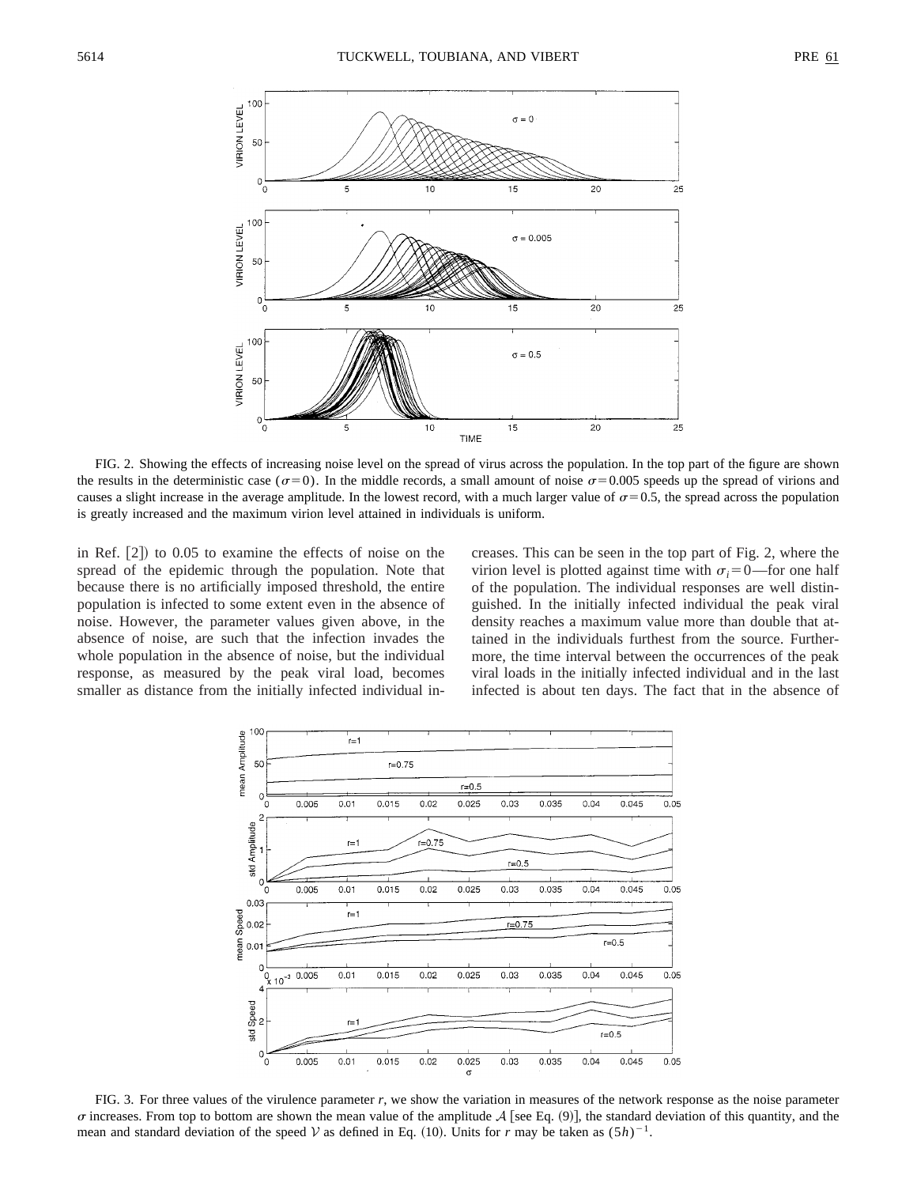FIG. 2. Showing the effects of increasing noise level on the spread of virus across the population. In the top part of the figure are shown the results in the deterministic case ($\sigma=0$). In the middle records, a small amount of noise $\sigma=0.005$ speeds up the spread of virions and causes a slight increase in the average amplitude. In the lowest record, with a much larger value of $\sigma=0.5$, the spread across the population is greatly increased and the maximum virion level attained in individuals is uniform.

in Ref. [2]) to 0.05 to examine the effects of noise on the spread of the epidemic through the population. Note that because there is no artificially imposed threshold, the entire population is infected to some extent even in the absence of noise. However, the parameter values given above, in the absence of noise, are such that the infection invades the whole population in the absence of noise, but the individual response, as measured by the peak viral load, becomes smaller as distance from the initially infected individual increases. This can be seen in the top part of Fig. 2, where the virion level is plotted against time with $\sigma_i=0$—for one half of the population. The individual responses are well distinguished. In the initially infected individual the peak viral density reaches a maximum value more than double that attained in the individuals furthest from the source. Furthermore, the time interval between the occurrences of the peak viral loads in the initially infected individual and in the last infected is about ten days. The fact that in the absence of

FIG. 3. For three values of the virulence parameter $r$, we show the variation in measures of the network response as the noise parameter $\sigma$ increases. From top to bottom are shown the mean value of the amplitude $\mathcal{A}$ [see Eq. (9)], the standard deviation of this quantity, and the mean and standard deviation of the speed $\mathcal{V}$ as defined in Eq. (10). Units for $r$ may be taken as $(5h)^{-1}$.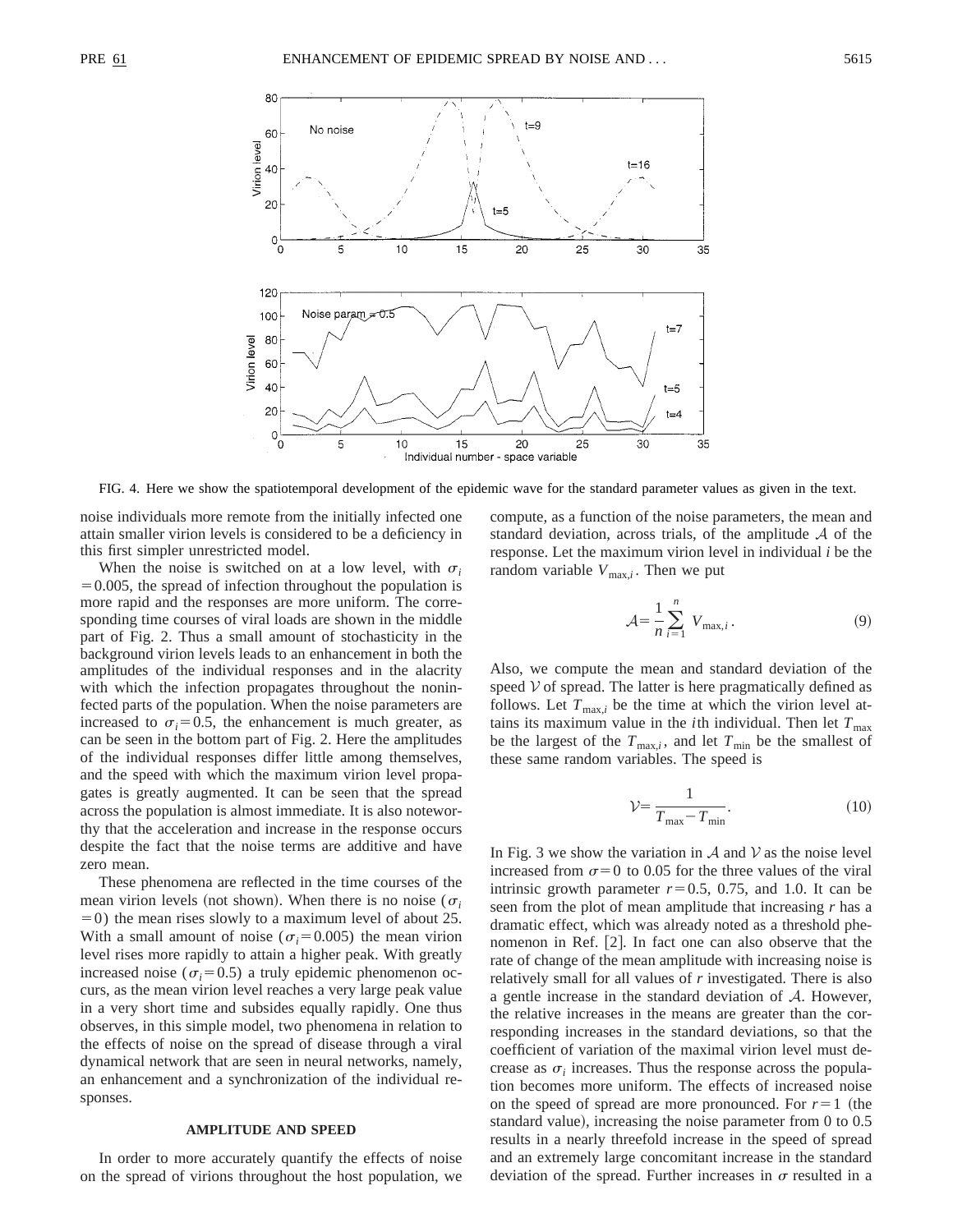FIG. 4. Here we show the spatiotemporal development of the epidemic wave for the standard parameter values as given in the text.

noise individuals more remote from the initially infected one attain smaller virion levels is considered to be a deficiency in this first simpler unrestricted model.

When the noise is switched on at a low level, with $\sigma_i = 0.005$, the spread of infection throughout the population is more rapid and the responses are more uniform. The corresponding time courses of viral loads are shown in the middle part of Fig. 2. Thus a small amount of stochasticity in the background virion levels leads to an enhancement in both the amplitudes of the individual responses and in the alacrity with which the infection propagates throughout the noninfected parts of the population. When the noise parameters are increased to $\sigma_i = 0.5$, the enhancement is much greater, as can be seen in the bottom part of Fig. 2. Here the amplitudes of the individual responses differ little among themselves, and the speed with which the maximum virion level propagates is greatly augmented. It can be seen that the spread across the population is almost immediate. It is also noteworthy that the acceleration and increase in the response occurs despite the fact that the noise terms are additive and have zero mean.

These phenomena are reflected in the time courses of the mean virion levels (not shown). When there is no noise ($\sigma_i = 0$) the mean rises slowly to a maximum level of about 25. With a small amount of noise ($\sigma_i = 0.005$) the mean virion level rises more rapidly to attain a higher peak. With greatly increased noise ($\sigma_i = 0.5$) a truly epidemic phenomenon occurs, as the mean virion level reaches a very large peak value in a very short time and subsides equally rapidly. One thus observes, in this simple model, two phenomena in relation to the effects of noise on the spread of disease through a viral dynamical network that are seen in neural networks, namely, an enhancement and a synchronization of the individual responses.

## AMPLITUDE AND SPEED

In order to more accurately quantify the effects of noise on the spread of virions throughout the host population, we compute, as a function of the noise parameters, the mean and standard deviation, across trials, of the amplitude $\mathcal{A}$ of the response. Let the maximum virion level in individual $i$ be the random variable $V_{\max,i}$. Then we put

$$\mathcal{A} = \frac{1}{n} \sum_{i=1}^{n} V_{\max,i}. \tag{9}$$

Also, we compute the mean and standard deviation of the speed $\mathcal{V}$ of spread. The latter is here pragmatically defined as follows. Let $T_{\max,i}$ be the time at which the virion level attains its maximum value in the $i$th individual. Then let $T_{\max}$ be the largest of the $T_{\max,i}$, and let $T_{\min}$ be the smallest of these same random variables. The speed is

$$\mathcal{V} = \frac{1}{T_{\max} - T_{\min}}. \tag{10}$$

In Fig. 3 we show the variation in $\mathcal{A}$ and $\mathcal{V}$ as the noise level increased from $\sigma = 0$ to 0.05 for the three values of the viral intrinsic growth parameter $r = 0.5$, 0.75, and 1.0. It can be seen from the plot of mean amplitude that increasing $r$ has a dramatic effect, which was already noted as a threshold phenomenon in Ref. [2]. In fact one can also observe that the rate of change of the mean amplitude with increasing noise is relatively small for all values of $r$ investigated. There is also a gentle increase in the standard deviation of $\mathcal{A}$. However, the relative increases in the means are greater than the corresponding increases in the standard deviations, so that the coefficient of variation of the maximal virion level must decrease as $\sigma_i$ increases. Thus the response across the population becomes more uniform. The effects of increased noise on the speed of spread are more pronounced. For $r = 1$ (the standard value), increasing the noise parameter from 0 to 0.5 results in a nearly threefold increase in the speed of spread and an extremely large concomitant increase in the standard deviation of the spread. Further increases in $\sigma$ resulted in a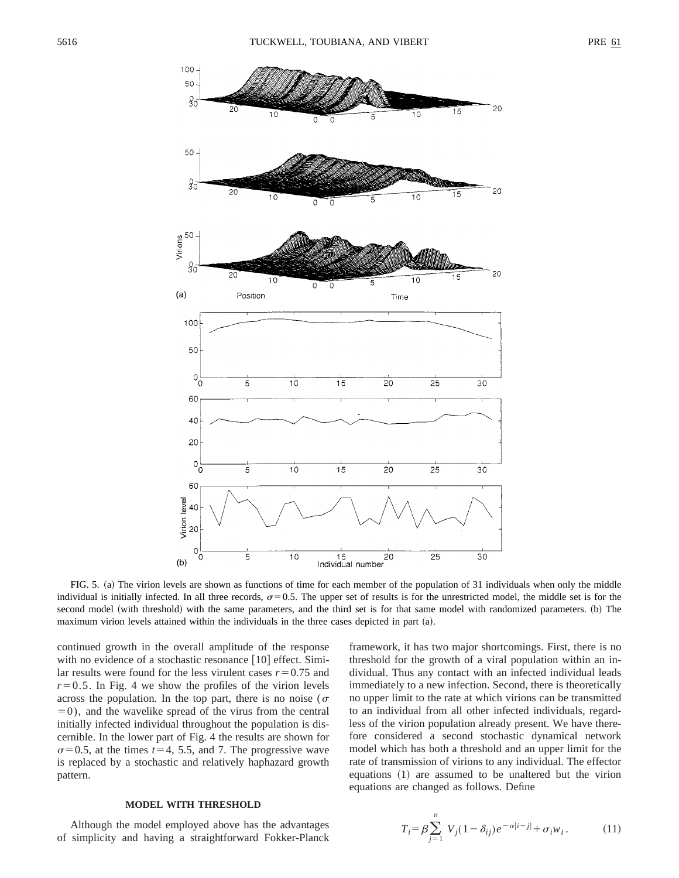FIG. 5. (a) The virion levels are shown as functions of time for each member of the population of 31 individuals when only the middle individual is initially infected. In all three records, $\sigma=0.5$. The upper set of results is for the unrestricted model, the middle set is for the second model (with threshold) with the same parameters, and the third set is for that same model with randomized parameters. (b) The maximum virion levels attained within the individuals in the three cases depicted in part (a).

continued growth in the overall amplitude of the response with no evidence of a stochastic resonance [10] effect. Similar results were found for the less virulent cases $r=0.75$ and $r=0.5$. In Fig. 4 we show the profiles of the virion levels across the population. In the top part, there is no noise ($\sigma=0$), and the wavelike spread of the virus from the central initially infected individual throughout the population is discernible. In the lower part of Fig. 4 the results are shown for $\sigma=0.5$, at the times $t=4$, 5.5, and 7. The progressive wave is replaced by a stochastic and relatively haphazard growth pattern.

## MODEL WITH THRESHOLD

Although the model employed above has the advantages of simplicity and having a straightforward Fokker-Planck framework, it has two major shortcomings. First, there is no threshold for the growth of a viral population within an individual. Thus any contact with an infected individual leads immediately to a new infection. Second, there is theoretically no upper limit to the rate at which virions can be transmitted to an individual from all other infected individuals, regardless of the virion population already present. We have therefore considered a second stochastic dynamical network model which has both a threshold and an upper limit for the rate of transmission of virions to any individual. The effector equations (1) are assumed to be unaltered but the virion equations are changed as follows. Define

$$T_i=\beta\sum_{j=1}^{n} V_j(1-\delta_{ij})e^{-\alpha|i-j|}+\sigma_i w_i . \qquad (11)$$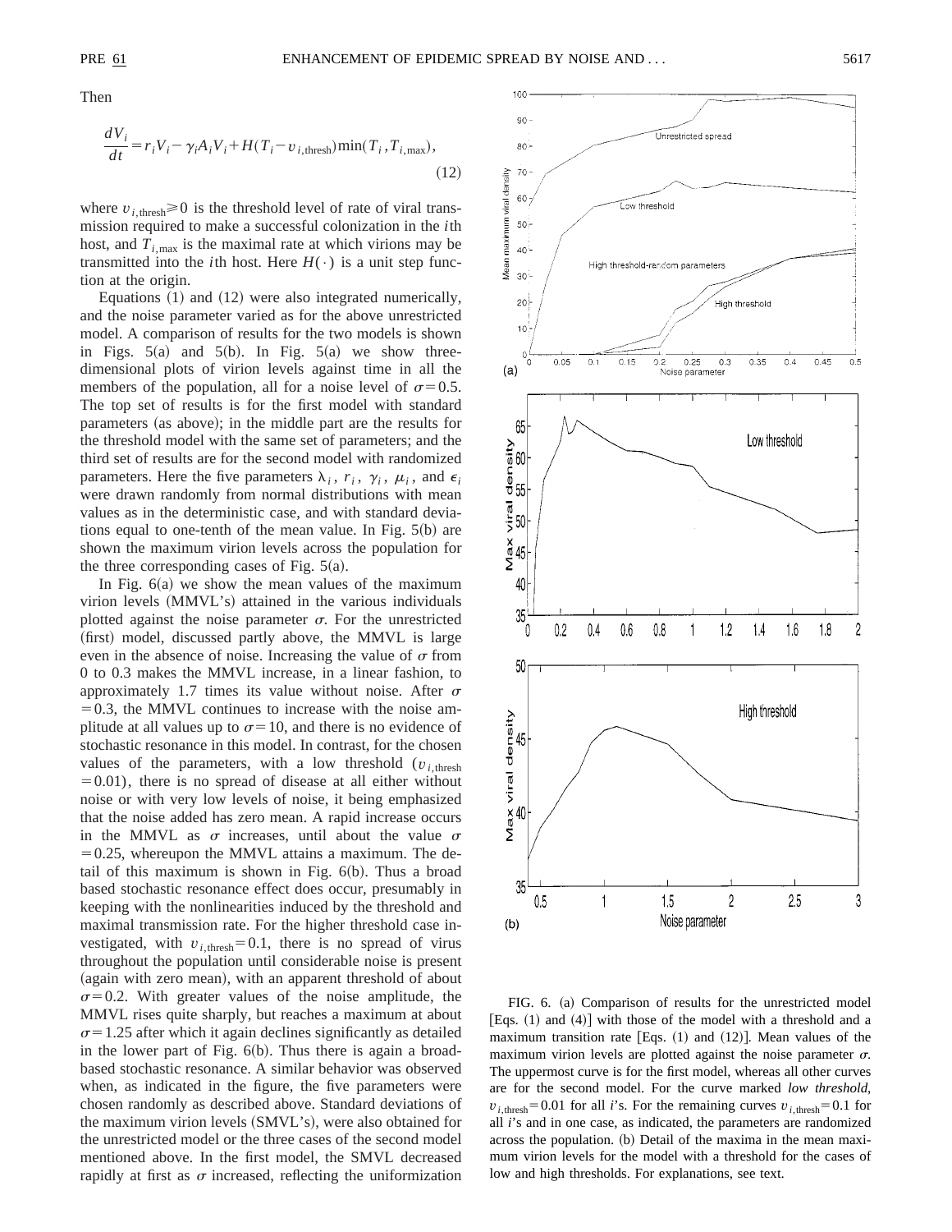Then

$$\frac{dV_i}{dt} = r_i V_i - \gamma_i A_i V_i + H(T_i - v_{i,\mathrm{thresh}}) \min(T_i, T_{i,\max}), \tag{12}$$

where $v_{i,\mathrm{thresh}} \geq 0$ is the threshold level of rate of viral transmission required to make a successful colonization in the $i$th host, and $T_{i,\max}$ is the maximal rate at which virions may be transmitted into the $i$th host. Here $H(\cdot)$ is a unit step function at the origin.

Equations (1) and (12) were also integrated numerically, and the noise parameter varied as for the above unrestricted model. A comparison of results for the two models is shown in Figs. 5(a) and 5(b). In Fig. 5(a) we show three-dimensional plots of virion levels against time in all the members of the population, all for a noise level of $\sigma = 0.5$. The top set of results is for the first model with standard parameters (as above); in the middle part are the results for the threshold model with the same set of parameters; and the third set of results are for the second model with randomized parameters. Here the five parameters $\lambda_i$, $r_i$, $\gamma_i$, $\mu_i$, and $\epsilon_i$ were drawn randomly from normal distributions with mean values as in the deterministic case, and with standard deviations equal to one-tenth of the mean value. In Fig. 5(b) are shown the maximum virion levels across the population for the three corresponding cases of Fig. 5(a).

In Fig. 6(a) we show the mean values of the maximum virion levels (MMVL's) attained in the various individuals plotted against the noise parameter $\sigma$. For the unrestricted (first) model, discussed partly above, the MMVL is large even in the absence of noise. Increasing the value of $\sigma$ from 0 to 0.3 makes the MMVL increase, in a linear fashion, to approximately 1.7 times its value without noise. After $\sigma = 0.3$, the MMVL continues to increase with the noise amplitude at all values up to $\sigma = 10$, and there is no evidence of stochastic resonance in this model. In contrast, for the chosen values of the parameters, with a low threshold ($v_{i,\mathrm{thresh}} = 0.01$), there is no spread of disease at all either without noise or with very low levels of noise, it being emphasized that the noise added has zero mean. A rapid increase occurs in the MMVL as $\sigma$ increases, until about the value $\sigma = 0.25$, whereupon the MMVL attains a maximum. The detail of this maximum is shown in Fig. 6(b). Thus a broad based stochastic resonance effect does occur, presumably in keeping with the nonlinearities induced by the threshold and maximal transmission rate. For the higher threshold case investigated, with $v_{i,\mathrm{thresh}} = 0.1$, there is no spread of virus throughout the population until considerable noise is present (again with zero mean), with an apparent threshold of about $\sigma = 0.2$. With greater values of the noise amplitude, the MMVL rises quite sharply, but reaches a maximum at about $\sigma = 1.25$ after which it again declines significantly as detailed in the lower part of Fig. 6(b). Thus there is again a broad-based stochastic resonance. A similar behavior was observed when, as indicated in the figure, the five parameters were chosen randomly as described above. Standard deviations of the maximum virion levels (SMVL's), were also obtained for the unrestricted model or the three cases of the second model mentioned above. In the first model, the SMVL decreased rapidly at first as $\sigma$ increased, reflecting the uniformization

FIG. 6. (a) Comparison of results for the unrestricted model [Eqs. (1) and (4)] with those of the model with a threshold and a maximum transition rate [Eqs. (1) and (12)]. Mean values of the maximum virion levels are plotted against the noise parameter $\sigma$. The uppermost curve is for the first model, whereas all other curves are for the second model. For the curve marked *low threshold*, $v_{i,\mathrm{thresh}} = 0.01$ for all $i$'s. For the remaining curves $v_{i,\mathrm{thresh}} = 0.1$ for all $i$'s and in one case, as indicated, the parameters are randomized across the population. (b) Detail of the maxima in the mean maximum virion levels for the model with a threshold for the cases of low and high thresholds. For explanations, see text.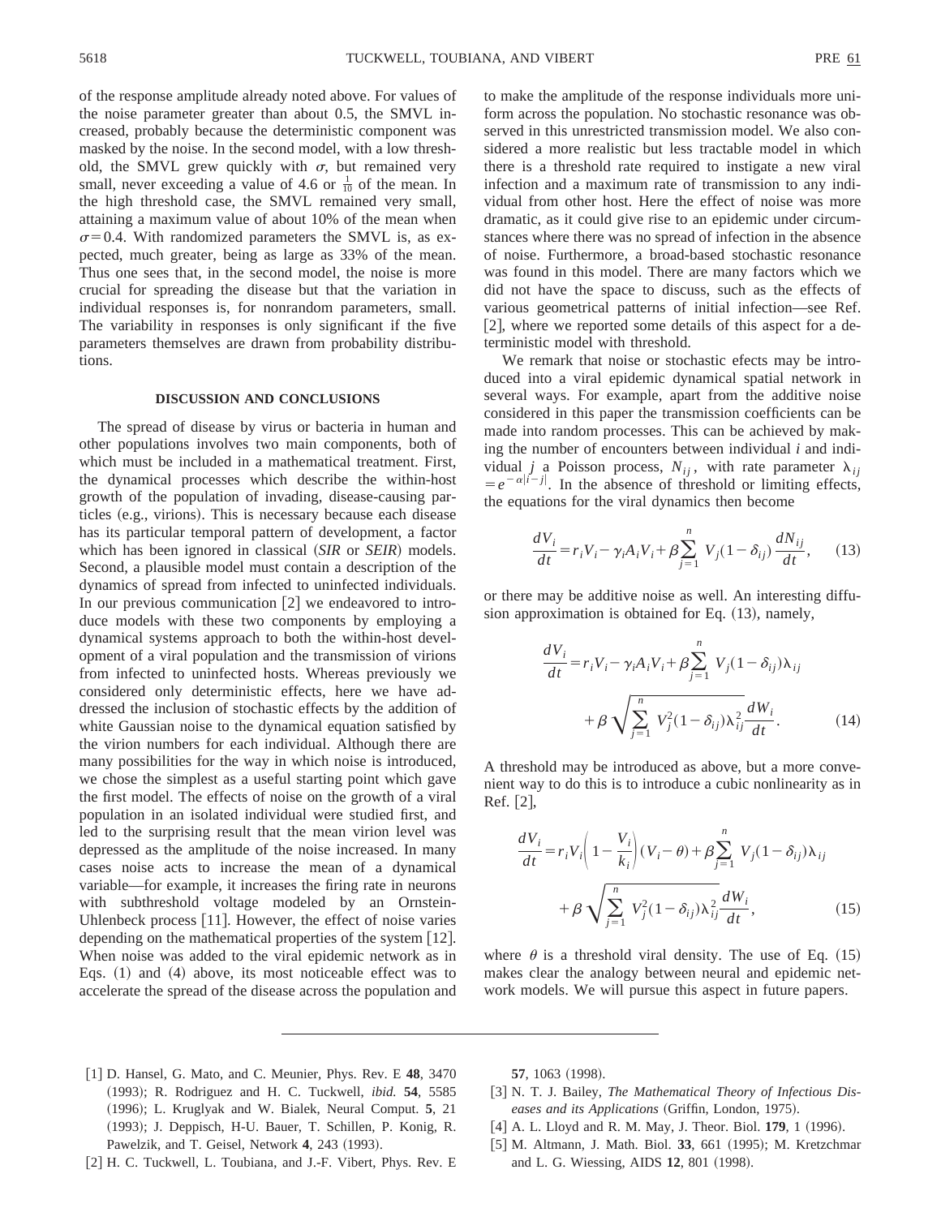of the response amplitude already noted above. For values of the noise parameter greater than about 0.5, the SMVL increased, probably because the deterministic component was masked by the noise. In the second model, with a low threshold, the SMVL grew quickly with $\sigma$, but remained very small, never exceeding a value of 4.6 or $\frac{1}{10}$ of the mean. In the high threshold case, the SMVL remained very small, attaining a maximum value of about 10% of the mean when $\sigma = 0.4$. With randomized parameters the SMVL is, as expected, much greater, being as large as 33% of the mean. Thus one sees that, in the second model, the noise is more crucial for spreading the disease but that the variation in individual responses is, for nonrandom parameters, small. The variability in responses is only significant if the five parameters themselves are drawn from probability distributions.

## DISCUSSION AND CONCLUSIONS

The spread of disease by virus or bacteria in human and other populations involves two main components, both of which must be included in a mathematical treatment. First, the dynamical processes which describe the within-host growth of the population of invading, disease-causing particles (e.g., virions). This is necessary because each disease has its particular temporal pattern of development, a factor which has been ignored in classical (*SIR* or *SEIR*) models. Second, a plausible model must contain a description of the dynamics of spread from infected to uninfected individuals. In our previous communication [2] we endeavored to introduce models with these two components by employing a dynamical systems approach to both the within-host development of a viral population and the transmission of virions from infected to uninfected hosts. Whereas previously we considered only deterministic effects, here we have addressed the inclusion of stochastic effects by the addition of white Gaussian noise to the dynamical equation satisfied by the virion numbers for each individual. Although there are many possibilities for the way in which noise is introduced, we chose the simplest as a useful starting point which gave the first model. The effects of noise on the growth of a viral population in an isolated individual were studied first, and led to the surprising result that the mean virion level was depressed as the amplitude of the noise increased. In many cases noise acts to increase the mean of a dynamical variable—for example, it increases the firing rate in neurons with subthreshold voltage modeled by an Ornstein-Uhlenbeck process [11]. However, the effect of noise varies depending on the mathematical properties of the system [12]. When noise was added to the viral epidemic network as in Eqs. (1) and (4) above, its most noticeable effect was to accelerate the spread of the disease across the population and to make the amplitude of the response individuals more uniform across the population. No stochastic resonance was observed in this unrestricted transmission model. We also considered a more realistic but less tractable model in which there is a threshold rate required to instigate a new viral infection and a maximum rate of transmission to any individual from other host. Here the effect of noise was more dramatic, as it could give rise to an epidemic under circumstances where there was no spread of infection in the absence of noise. Furthermore, a broad-based stochastic resonance was found in this model. There are many factors which we did not have the space to discuss, such as the effects of various geometrical patterns of initial infection—see Ref. [2], where we reported some details of this aspect for a deterministic model with threshold.

We remark that noise or stochastic efects may be introduced into a viral epidemic dynamical spatial network in several ways. For example, apart from the additive noise considered in this paper the transmission coefficients can be made into random processes. This can be achieved by making the number of encounters between individual $i$ and individual $j$ a Poisson process, $N_{ij}$, with rate parameter $\lambda_{ij} = e^{-\alpha|i-j|}$. In the absence of threshold or limiting effects, the equations for the viral dynamics then become

$$\frac{dV_i}{dt} = r_i V_i - \gamma_i A_i V_i + \beta \sum_{j=1}^{n} V_j (1-\delta_{ij}) \frac{dN_{ij}}{dt}, \qquad (13)$$

or there may be additive noise as well. An interesting diffusion approximation is obtained for Eq. (13), namely,

$$\frac{dV_i}{dt} = r_i V_i - \gamma_i A_i V_i + \beta \sum_{j=1}^{n} V_j (1-\delta_{ij}) \lambda_{ij} + \beta \sqrt{\sum_{j=1}^{n} V_j^2 (1-\delta_{ij}) \lambda_{ij}^2} \frac{dW_i}{dt}. \qquad (14)$$

A threshold may be introduced as above, but a more convenient way to do this is to introduce a cubic nonlinearity as in Ref. [2],

$$\frac{dV_i}{dt} = r_i V_i \left(1 - \frac{V_i}{k_i}\right)(V_i - \theta) + \beta \sum_{j=1}^{n} V_j (1-\delta_{ij}) \lambda_{ij} + \beta \sqrt{\sum_{j=1}^{n} V_j^2 (1-\delta_{ij}) \lambda_{ij}^2} \frac{dW_i}{dt}, \qquad (15)$$

where $\theta$ is a threshold viral density. The use of Eq. (15) makes clear the analogy between neural and epidemic network models. We will pursue this aspect in future papers.

---

[1] D. Hansel, G. Mato, and C. Meunier, Phys. Rev. E **48**, 3470 (1993); R. Rodriguez and H. C. Tuckwell, *ibid.* **54**, 5585 (1996); L. Kruglyak and W. Bialek, Neural Comput. **5**, 21 (1993); J. Deppisch, H-U. Bauer, T. Schillen, P. Konig, R. Pawelzik, and T. Geisel, Network **4**, 243 (1993).

[2] H. C. Tuckwell, L. Toubiana, and J.-F. Vibert, Phys. Rev. E **57**, 1063 (1998).

[3] N. T. J. Bailey, *The Mathematical Theory of Infectious Diseases and its Applications* (Griffin, London, 1975).

[4] A. L. Lloyd and R. M. May, J. Theor. Biol. **179**, 1 (1996).

[5] M. Altmann, J. Math. Biol. **33**, 661 (1995); M. Kretzchmar and L. G. Wiessing, AIDS **12**, 801 (1998).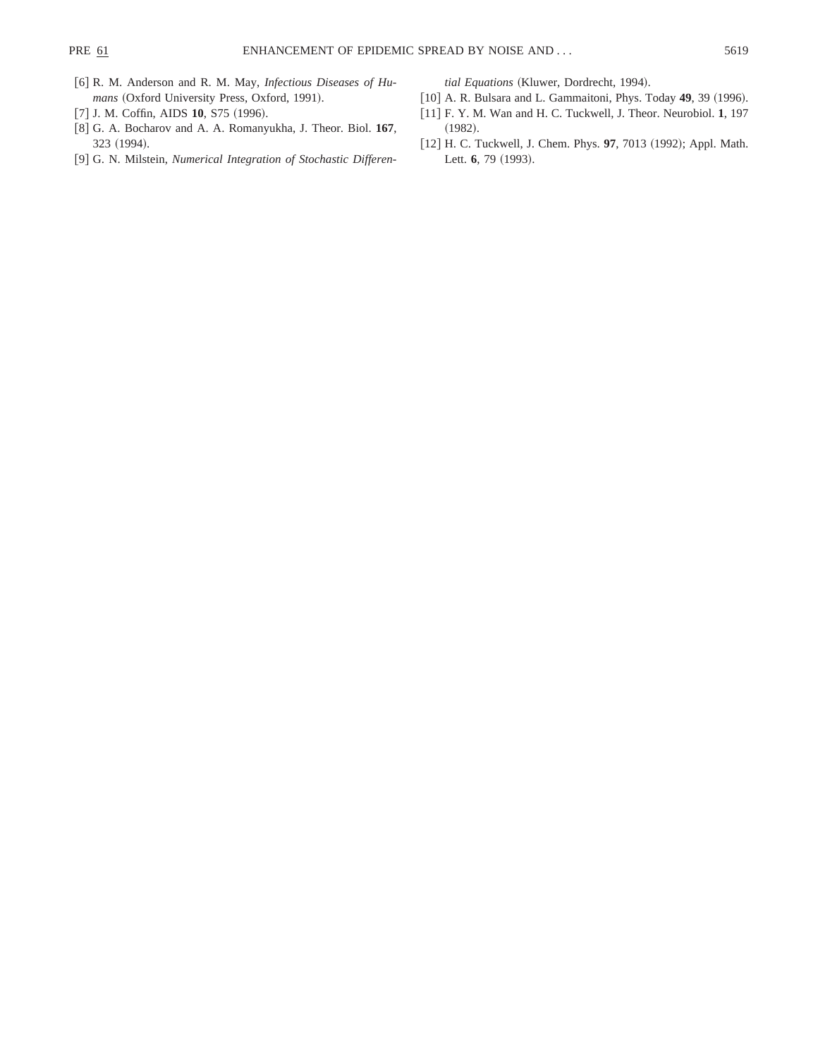[6] R. M. Anderson and R. M. May, *Infectious Diseases of Humans* (Oxford University Press, Oxford, 1991).

[7] J. M. Coffin, AIDS **10**, S75 (1996).

[8] G. A. Bocharov and A. A. Romanyukha, J. Theor. Biol. **167**, 323 (1994).

[9] G. N. Milstein, *Numerical Integration of Stochastic Differential Equations* (Kluwer, Dordrecht, 1994).

[10] A. R. Bulsara and L. Gammaitoni, Phys. Today **49**, 39 (1996).

[11] F. Y. M. Wan and H. C. Tuckwell, J. Theor. Neurobiol. **1**, 197 (1982).

[12] H. C. Tuckwell, J. Chem. Phys. **97**, 7013 (1992); Appl. Math. Lett. **6**, 79 (1993).